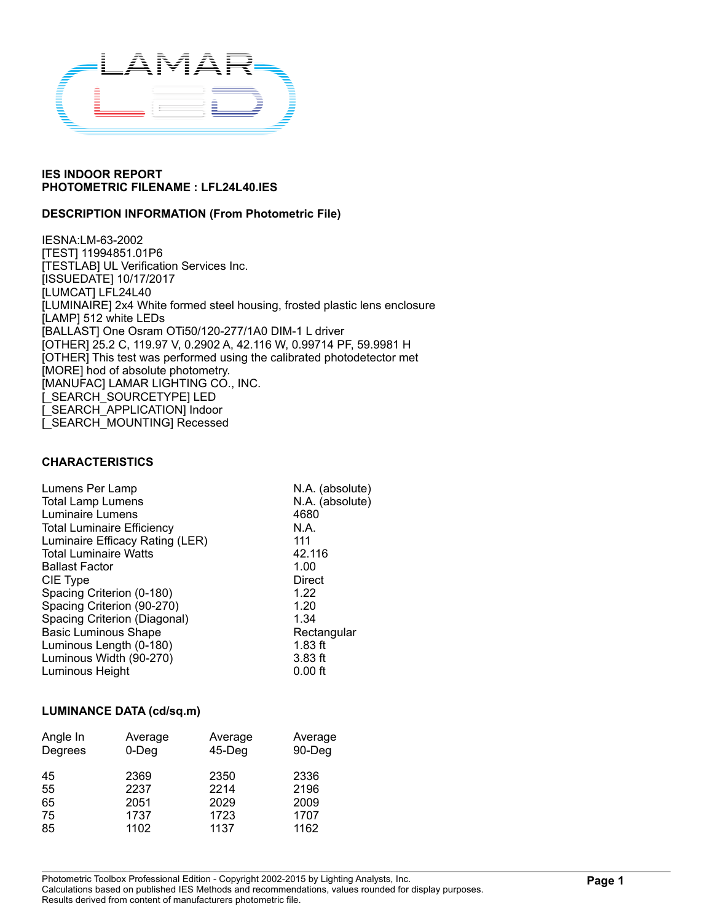## IES INDOOR REPORT
## PHOTOMETRIC FILENAME : LFL24L40.IES

### DESCRIPTION INFORMATION (From Photometric File)

IESNA:LM-63-2002
[TEST] 11994851.01P6
[TESTLAB] UL Verification Services Inc.
[ISSUEDATE] 10/17/2017
[LUMCAT] LFL24L40
[LUMINAIRE] 2x4 White formed steel housing, frosted plastic lens enclosure
[LAMP] 512 white LEDs
[BALLAST] One Osram OTi50/120-277/1A0 DIM-1 L driver
[OTHER] 25.2 C, 119.97 V, 0.2902 A, 42.116 W, 0.99714 PF, 59.9981 H
[OTHER] This test was performed using the calibrated photodetector met
[MORE] hod of absolute photometry.
[MANUFAC] LAMAR LIGHTING CO., INC.
[_SEARCH_SOURCETYPE] LED
[_SEARCH_APPLICATION] Indoor
[_SEARCH_MOUNTING] Recessed

### CHARACTERISTICS

| | |
|---|---|
| Lumens Per Lamp | N.A. (absolute) |
| Total Lamp Lumens | N.A. (absolute) |
| Luminaire Lumens | 4680 |
| Total Luminaire Efficiency | N.A. |
| Luminaire Efficacy Rating (LER) | 111 |
| Total Luminaire Watts | 42.116 |
| Ballast Factor | 1.00 |
| CIE Type | Direct |
| Spacing Criterion (0-180) | 1.22 |
| Spacing Criterion (90-270) | 1.20 |
| Spacing Criterion (Diagonal) | 1.34 |
| Basic Luminous Shape | Rectangular |
| Luminous Length (0-180) | 1.83 ft |
| Luminous Width (90-270) | 3.83 ft |
| Luminous Height | 0.00 ft |

### LUMINANCE DATA (cd/sq.m)

| Angle In Degrees | Average 0-Deg | Average 45-Deg | Average 90-Deg |
|---|---|---|---|
| 45 | 2369 | 2350 | 2336 |
| 55 | 2237 | 2214 | 2196 |
| 65 | 2051 | 2029 | 2009 |
| 75 | 1737 | 1723 | 1707 |
| 85 | 1102 | 1137 | 1162 |

Photometric Toolbox Professional Edition - Copyright 2002-2015 by Lighting Analysts, Inc.
Calculations based on published IES Methods and recommendations, values rounded for display purposes.
Results derived from content of manufacturers photometric file.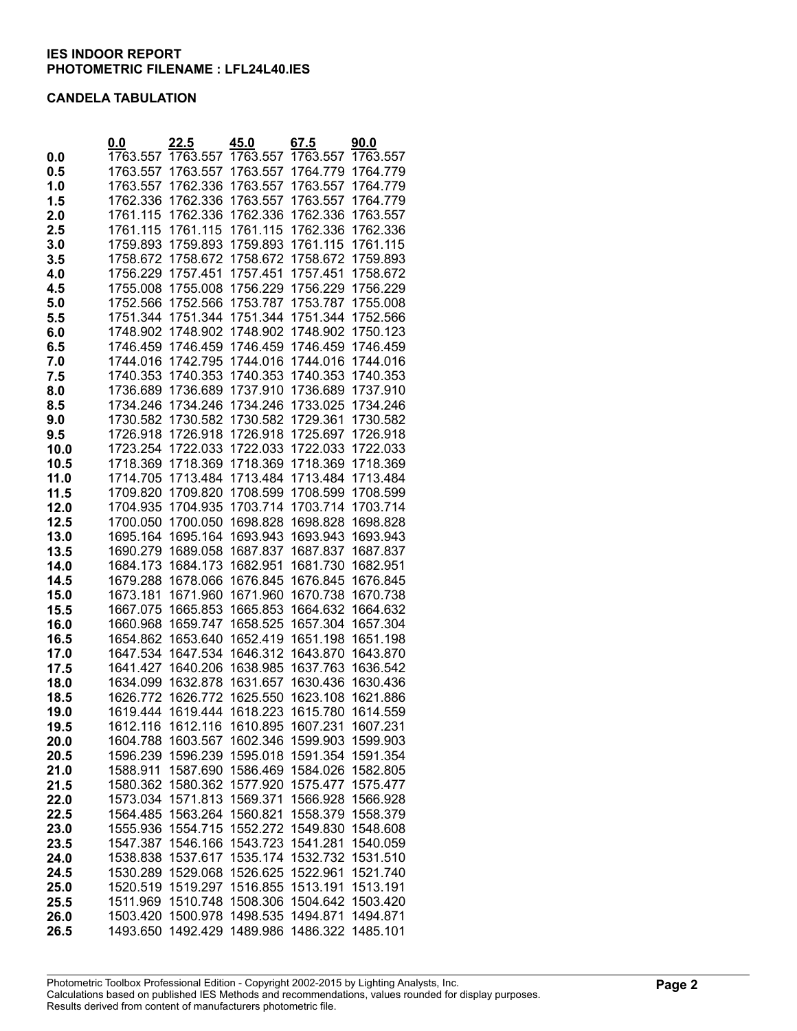**IES INDOOR REPORT**
**PHOTOMETRIC FILENAME : LFL24L40.IES**

**CANDELA TABULATION**

| | 0.0 | 22.5 | 45.0 | 67.5 | 90.0 |
|---|---|---|---|---|---|
| **0.0** | 1763.557 | 1763.557 | 1763.557 | 1763.557 | 1763.557 |
| **0.5** | 1763.557 | 1763.557 | 1763.557 | 1764.779 | 1764.779 |
| **1.0** | 1763.557 | 1762.336 | 1763.557 | 1763.557 | 1764.779 |
| **1.5** | 1762.336 | 1762.336 | 1763.557 | 1763.557 | 1764.779 |
| **2.0** | 1761.115 | 1762.336 | 1762.336 | 1762.336 | 1763.557 |
| **2.5** | 1761.115 | 1761.115 | 1761.115 | 1762.336 | 1762.336 |
| **3.0** | 1759.893 | 1759.893 | 1759.893 | 1761.115 | 1761.115 |
| **3.5** | 1758.672 | 1758.672 | 1758.672 | 1758.672 | 1759.893 |
| **4.0** | 1756.229 | 1757.451 | 1757.451 | 1757.451 | 1758.672 |
| **4.5** | 1755.008 | 1755.008 | 1756.229 | 1756.229 | 1756.229 |
| **5.0** | 1752.566 | 1752.566 | 1753.787 | 1753.787 | 1755.008 |
| **5.5** | 1751.344 | 1751.344 | 1751.344 | 1751.344 | 1752.566 |
| **6.0** | 1748.902 | 1748.902 | 1748.902 | 1748.902 | 1750.123 |
| **6.5** | 1746.459 | 1746.459 | 1746.459 | 1746.459 | 1746.459 |
| **7.0** | 1744.016 | 1742.795 | 1744.016 | 1744.016 | 1744.016 |
| **7.5** | 1740.353 | 1740.353 | 1740.353 | 1740.353 | 1740.353 |
| **8.0** | 1736.689 | 1736.689 | 1737.910 | 1736.689 | 1737.910 |
| **8.5** | 1734.246 | 1734.246 | 1734.246 | 1733.025 | 1734.246 |
| **9.0** | 1730.582 | 1730.582 | 1730.582 | 1729.361 | 1730.582 |
| **9.5** | 1726.918 | 1726.918 | 1726.918 | 1725.697 | 1726.918 |
| **10.0** | 1723.254 | 1722.033 | 1722.033 | 1722.033 | 1722.033 |
| **10.5** | 1718.369 | 1718.369 | 1718.369 | 1718.369 | 1718.369 |
| **11.0** | 1714.705 | 1713.484 | 1713.484 | 1713.484 | 1713.484 |
| **11.5** | 1709.820 | 1709.820 | 1708.599 | 1708.599 | 1708.599 |
| **12.0** | 1704.935 | 1704.935 | 1703.714 | 1703.714 | 1703.714 |
| **12.5** | 1700.050 | 1700.050 | 1698.828 | 1698.828 | 1698.828 |
| **13.0** | 1695.164 | 1695.164 | 1693.943 | 1693.943 | 1693.943 |
| **13.5** | 1690.279 | 1689.058 | 1687.837 | 1687.837 | 1687.837 |
| **14.0** | 1684.173 | 1684.173 | 1682.951 | 1681.730 | 1682.951 |
| **14.5** | 1679.288 | 1678.066 | 1676.845 | 1676.845 | 1676.845 |
| **15.0** | 1673.181 | 1671.960 | 1671.960 | 1670.738 | 1670.738 |
| **15.5** | 1667.075 | 1665.853 | 1665.853 | 1664.632 | 1664.632 |
| **16.0** | 1660.968 | 1659.747 | 1658.525 | 1657.304 | 1657.304 |
| **16.5** | 1654.862 | 1653.640 | 1652.419 | 1651.198 | 1651.198 |
| **17.0** | 1647.534 | 1647.534 | 1646.312 | 1643.870 | 1643.870 |
| **17.5** | 1641.427 | 1640.206 | 1638.985 | 1637.763 | 1636.542 |
| **18.0** | 1634.099 | 1632.878 | 1631.657 | 1630.436 | 1630.436 |
| **18.5** | 1626.772 | 1626.772 | 1625.550 | 1623.108 | 1621.886 |
| **19.0** | 1619.444 | 1619.444 | 1618.223 | 1615.780 | 1614.559 |
| **19.5** | 1612.116 | 1612.116 | 1610.895 | 1607.231 | 1607.231 |
| **20.0** | 1604.788 | 1603.567 | 1602.346 | 1599.903 | 1599.903 |
| **20.5** | 1596.239 | 1596.239 | 1595.018 | 1591.354 | 1591.354 |
| **21.0** | 1588.911 | 1587.690 | 1586.469 | 1584.026 | 1582.805 |
| **21.5** | 1580.362 | 1580.362 | 1577.920 | 1575.477 | 1575.477 |
| **22.0** | 1573.034 | 1571.813 | 1569.371 | 1566.928 | 1566.928 |
| **22.5** | 1564.485 | 1563.264 | 1560.821 | 1558.379 | 1558.379 |
| **23.0** | 1555.936 | 1554.715 | 1552.272 | 1549.830 | 1548.608 |
| **23.5** | 1547.387 | 1546.166 | 1543.723 | 1541.281 | 1540.059 |
| **24.0** | 1538.838 | 1537.617 | 1535.174 | 1532.732 | 1531.510 |
| **24.5** | 1530.289 | 1529.068 | 1526.625 | 1522.961 | 1521.740 |
| **25.0** | 1520.519 | 1519.297 | 1516.855 | 1513.191 | 1513.191 |
| **25.5** | 1511.969 | 1510.748 | 1508.306 | 1504.642 | 1503.420 |
| **26.0** | 1503.420 | 1500.978 | 1498.535 | 1494.871 | 1494.871 |
| **26.5** | 1493.650 | 1492.429 | 1489.986 | 1486.322 | 1485.101 |

Photometric Toolbox Professional Edition - Copyright 2002-2015 by Lighting Analysts, Inc.
Calculations based on published IES Methods and recommendations, values rounded for display purposes.
Results derived from content of manufacturers photometric file.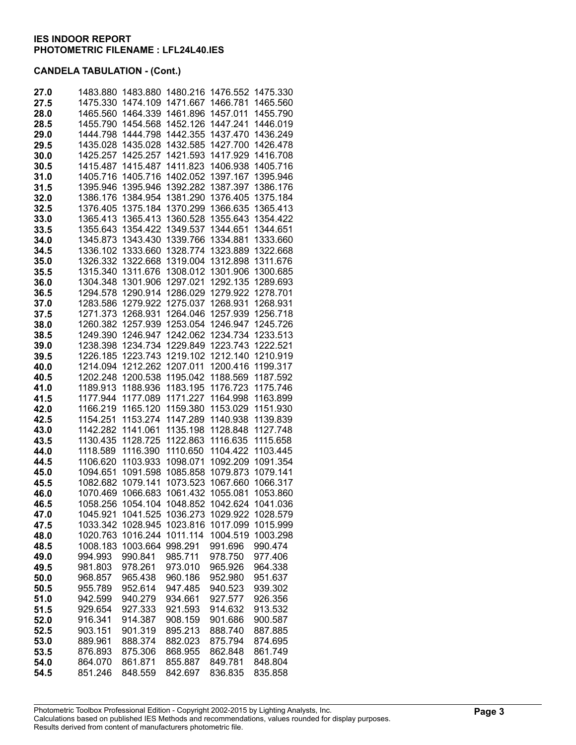**IES INDOOR REPORT**
**PHOTOMETRIC FILENAME : LFL24L40.IES**

**CANDELA TABULATION - (Cont.)**

| | | | | | |
|---|---|---|---|---|---|
| **27.0** | 1483.880 | 1483.880 | 1480.216 | 1476.552 | 1475.330 |
| **27.5** | 1475.330 | 1474.109 | 1471.667 | 1466.781 | 1465.560 |
| **28.0** | 1465.560 | 1464.339 | 1461.896 | 1457.011 | 1455.790 |
| **28.5** | 1455.790 | 1454.568 | 1452.126 | 1447.241 | 1446.019 |
| **29.0** | 1444.798 | 1444.798 | 1442.355 | 1437.470 | 1436.249 |
| **29.5** | 1435.028 | 1435.028 | 1432.585 | 1427.700 | 1426.478 |
| **30.0** | 1425.257 | 1425.257 | 1421.593 | 1417.929 | 1416.708 |
| **30.5** | 1415.487 | 1415.487 | 1411.823 | 1406.938 | 1405.716 |
| **31.0** | 1405.716 | 1405.716 | 1402.052 | 1397.167 | 1395.946 |
| **31.5** | 1395.946 | 1395.946 | 1392.282 | 1387.397 | 1386.176 |
| **32.0** | 1386.176 | 1384.954 | 1381.290 | 1376.405 | 1375.184 |
| **32.5** | 1376.405 | 1375.184 | 1370.299 | 1366.635 | 1365.413 |
| **33.0** | 1365.413 | 1365.413 | 1360.528 | 1355.643 | 1354.422 |
| **33.5** | 1355.643 | 1354.422 | 1349.537 | 1344.651 | 1344.651 |
| **34.0** | 1345.873 | 1343.430 | 1339.766 | 1334.881 | 1333.660 |
| **34.5** | 1336.102 | 1333.660 | 1328.774 | 1323.889 | 1322.668 |
| **35.0** | 1326.332 | 1322.668 | 1319.004 | 1312.898 | 1311.676 |
| **35.5** | 1315.340 | 1311.676 | 1308.012 | 1301.906 | 1300.685 |
| **36.0** | 1304.348 | 1301.906 | 1297.021 | 1292.135 | 1289.693 |
| **36.5** | 1294.578 | 1290.914 | 1286.029 | 1279.922 | 1278.701 |
| **37.0** | 1283.586 | 1279.922 | 1275.037 | 1268.931 | 1268.931 |
| **37.5** | 1271.373 | 1268.931 | 1264.046 | 1257.939 | 1256.718 |
| **38.0** | 1260.382 | 1257.939 | 1253.054 | 1246.947 | 1245.726 |
| **38.5** | 1249.390 | 1246.947 | 1242.062 | 1234.734 | 1233.513 |
| **39.0** | 1238.398 | 1234.734 | 1229.849 | 1223.743 | 1222.521 |
| **39.5** | 1226.185 | 1223.743 | 1219.102 | 1212.140 | 1210.919 |
| **40.0** | 1214.094 | 1212.262 | 1207.011 | 1200.416 | 1199.317 |
| **40.5** | 1202.248 | 1200.538 | 1195.042 | 1188.569 | 1187.592 |
| **41.0** | 1189.913 | 1188.936 | 1183.195 | 1176.723 | 1175.746 |
| **41.5** | 1177.944 | 1177.089 | 1171.227 | 1164.998 | 1163.899 |
| **42.0** | 1166.219 | 1165.120 | 1159.380 | 1153.029 | 1151.930 |
| **42.5** | 1154.251 | 1153.274 | 1147.289 | 1140.938 | 1139.839 |
| **43.0** | 1142.282 | 1141.061 | 1135.198 | 1128.848 | 1127.748 |
| **43.5** | 1130.435 | 1128.725 | 1122.863 | 1116.635 | 1115.658 |
| **44.0** | 1118.589 | 1116.390 | 1110.650 | 1104.422 | 1103.445 |
| **44.5** | 1106.620 | 1103.933 | 1098.071 | 1092.209 | 1091.354 |
| **45.0** | 1094.651 | 1091.598 | 1085.858 | 1079.873 | 1079.141 |
| **45.5** | 1082.682 | 1079.141 | 1073.523 | 1067.660 | 1066.317 |
| **46.0** | 1070.469 | 1066.683 | 1061.432 | 1055.081 | 1053.860 |
| **46.5** | 1058.256 | 1054.104 | 1048.852 | 1042.624 | 1041.036 |
| **47.0** | 1045.921 | 1041.525 | 1036.273 | 1029.922 | 1028.579 |
| **47.5** | 1033.342 | 1028.945 | 1023.816 | 1017.099 | 1015.999 |
| **48.0** | 1020.763 | 1016.244 | 1011.114 | 1004.519 | 1003.298 |
| **48.5** | 1008.183 | 1003.664 | 998.291 | 991.696 | 990.474 |
| **49.0** | 994.993 | 990.841 | 985.711 | 978.750 | 977.406 |
| **49.5** | 981.803 | 978.261 | 973.010 | 965.926 | 964.338 |
| **50.0** | 968.857 | 965.438 | 960.186 | 952.980 | 951.637 |
| **50.5** | 955.789 | 952.614 | 947.485 | 940.523 | 939.302 |
| **51.0** | 942.599 | 940.279 | 934.661 | 927.577 | 926.356 |
| **51.5** | 929.654 | 927.333 | 921.593 | 914.632 | 913.532 |
| **52.0** | 916.341 | 914.387 | 908.159 | 901.686 | 900.587 |
| **52.5** | 903.151 | 901.319 | 895.213 | 888.740 | 887.885 |
| **53.0** | 889.961 | 888.374 | 882.023 | 875.794 | 874.695 |
| **53.5** | 876.893 | 875.306 | 868.955 | 862.848 | 861.749 |
| **54.0** | 864.070 | 861.871 | 855.887 | 849.781 | 848.804 |
| **54.5** | 851.246 | 848.559 | 842.697 | 836.835 | 835.858 |

Photometric Toolbox Professional Edition - Copyright 2002-2015 by Lighting Analysts, Inc.
Calculations based on published IES Methods and recommendations, values rounded for display purposes.
Results derived from content of manufacturers photometric file.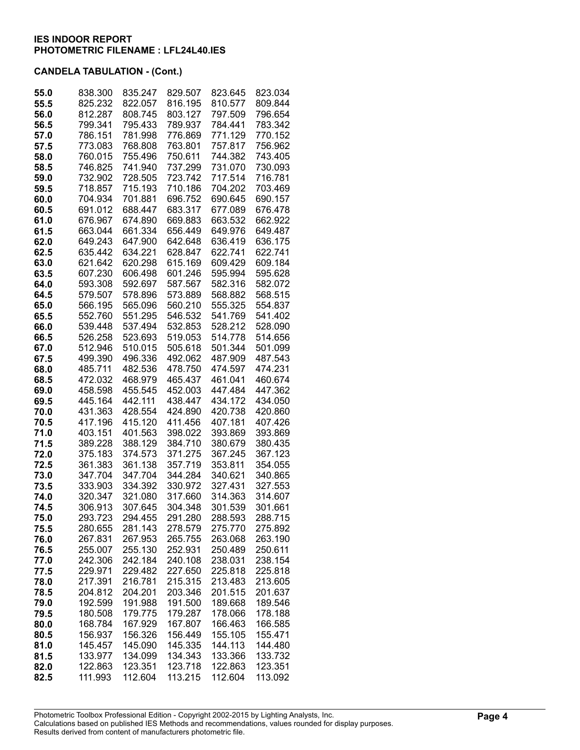**IES INDOOR REPORT**
**PHOTOMETRIC FILENAME : LFL24L40.IES**

**CANDELA TABULATION - (Cont.)**

| | | | | | |
|---|---|---|---|---|---|
| **55.0** | 838.300 | 835.247 | 829.507 | 823.645 | 823.034 |
| **55.5** | 825.232 | 822.057 | 816.195 | 810.577 | 809.844 |
| **56.0** | 812.287 | 808.745 | 803.127 | 797.509 | 796.654 |
| **56.5** | 799.341 | 795.433 | 789.937 | 784.441 | 783.342 |
| **57.0** | 786.151 | 781.998 | 776.869 | 771.129 | 770.152 |
| **57.5** | 773.083 | 768.808 | 763.801 | 757.817 | 756.962 |
| **58.0** | 760.015 | 755.496 | 750.611 | 744.382 | 743.405 |
| **58.5** | 746.825 | 741.940 | 737.299 | 731.070 | 730.093 |
| **59.0** | 732.902 | 728.505 | 723.742 | 717.514 | 716.781 |
| **59.5** | 718.857 | 715.193 | 710.186 | 704.202 | 703.469 |
| **60.0** | 704.934 | 701.881 | 696.752 | 690.645 | 690.157 |
| **60.5** | 691.012 | 688.447 | 683.317 | 677.089 | 676.478 |
| **61.0** | 676.967 | 674.890 | 669.883 | 663.532 | 662.922 |
| **61.5** | 663.044 | 661.334 | 656.449 | 649.976 | 649.487 |
| **62.0** | 649.243 | 647.900 | 642.648 | 636.419 | 636.175 |
| **62.5** | 635.442 | 634.221 | 628.847 | 622.741 | 622.741 |
| **63.0** | 621.642 | 620.298 | 615.169 | 609.429 | 609.184 |
| **63.5** | 607.230 | 606.498 | 601.246 | 595.994 | 595.628 |
| **64.0** | 593.308 | 592.697 | 587.567 | 582.316 | 582.072 |
| **64.5** | 579.507 | 578.896 | 573.889 | 568.882 | 568.515 |
| **65.0** | 566.195 | 565.096 | 560.210 | 555.325 | 554.837 |
| **65.5** | 552.760 | 551.295 | 546.532 | 541.769 | 541.402 |
| **66.0** | 539.448 | 537.494 | 532.853 | 528.212 | 528.090 |
| **66.5** | 526.258 | 523.693 | 519.053 | 514.778 | 514.656 |
| **67.0** | 512.946 | 510.015 | 505.618 | 501.344 | 501.099 |
| **67.5** | 499.390 | 496.336 | 492.062 | 487.909 | 487.543 |
| **68.0** | 485.711 | 482.536 | 478.750 | 474.597 | 474.231 |
| **68.5** | 472.032 | 468.979 | 465.437 | 461.041 | 460.674 |
| **69.0** | 458.598 | 455.545 | 452.003 | 447.484 | 447.362 |
| **69.5** | 445.164 | 442.111 | 438.447 | 434.172 | 434.050 |
| **70.0** | 431.363 | 428.554 | 424.890 | 420.738 | 420.860 |
| **70.5** | 417.196 | 415.120 | 411.456 | 407.181 | 407.426 |
| **71.0** | 403.151 | 401.563 | 398.022 | 393.869 | 393.869 |
| **71.5** | 389.228 | 388.129 | 384.710 | 380.679 | 380.435 |
| **72.0** | 375.183 | 374.573 | 371.275 | 367.245 | 367.123 |
| **72.5** | 361.383 | 361.138 | 357.719 | 353.811 | 354.055 |
| **73.0** | 347.704 | 347.704 | 344.284 | 340.621 | 340.865 |
| **73.5** | 333.903 | 334.392 | 330.972 | 327.431 | 327.553 |
| **74.0** | 320.347 | 321.080 | 317.660 | 314.363 | 314.607 |
| **74.5** | 306.913 | 307.645 | 304.348 | 301.539 | 301.661 |
| **75.0** | 293.723 | 294.455 | 291.280 | 288.593 | 288.715 |
| **75.5** | 280.655 | 281.143 | 278.579 | 275.770 | 275.892 |
| **76.0** | 267.831 | 267.953 | 265.755 | 263.068 | 263.190 |
| **76.5** | 255.007 | 255.130 | 252.931 | 250.489 | 250.611 |
| **77.0** | 242.306 | 242.184 | 240.108 | 238.031 | 238.154 |
| **77.5** | 229.971 | 229.482 | 227.650 | 225.818 | 225.818 |
| **78.0** | 217.391 | 216.781 | 215.315 | 213.483 | 213.605 |
| **78.5** | 204.812 | 204.201 | 203.346 | 201.515 | 201.637 |
| **79.0** | 192.599 | 191.988 | 191.500 | 189.668 | 189.546 |
| **79.5** | 180.508 | 179.775 | 179.287 | 178.066 | 178.188 |
| **80.0** | 168.784 | 167.929 | 167.807 | 166.463 | 166.585 |
| **80.5** | 156.937 | 156.326 | 156.449 | 155.105 | 155.471 |
| **81.0** | 145.457 | 145.090 | 145.335 | 144.113 | 144.480 |
| **81.5** | 133.977 | 134.099 | 134.343 | 133.366 | 133.732 |
| **82.0** | 122.863 | 123.351 | 123.718 | 122.863 | 123.351 |
| **82.5** | 111.993 | 112.604 | 113.215 | 112.604 | 113.092 |

Photometric Toolbox Professional Edition - Copyright 2002-2015 by Lighting Analysts, Inc.
Calculations based on published IES Methods and recommendations, values rounded for display purposes.
Results derived from content of manufacturers photometric file.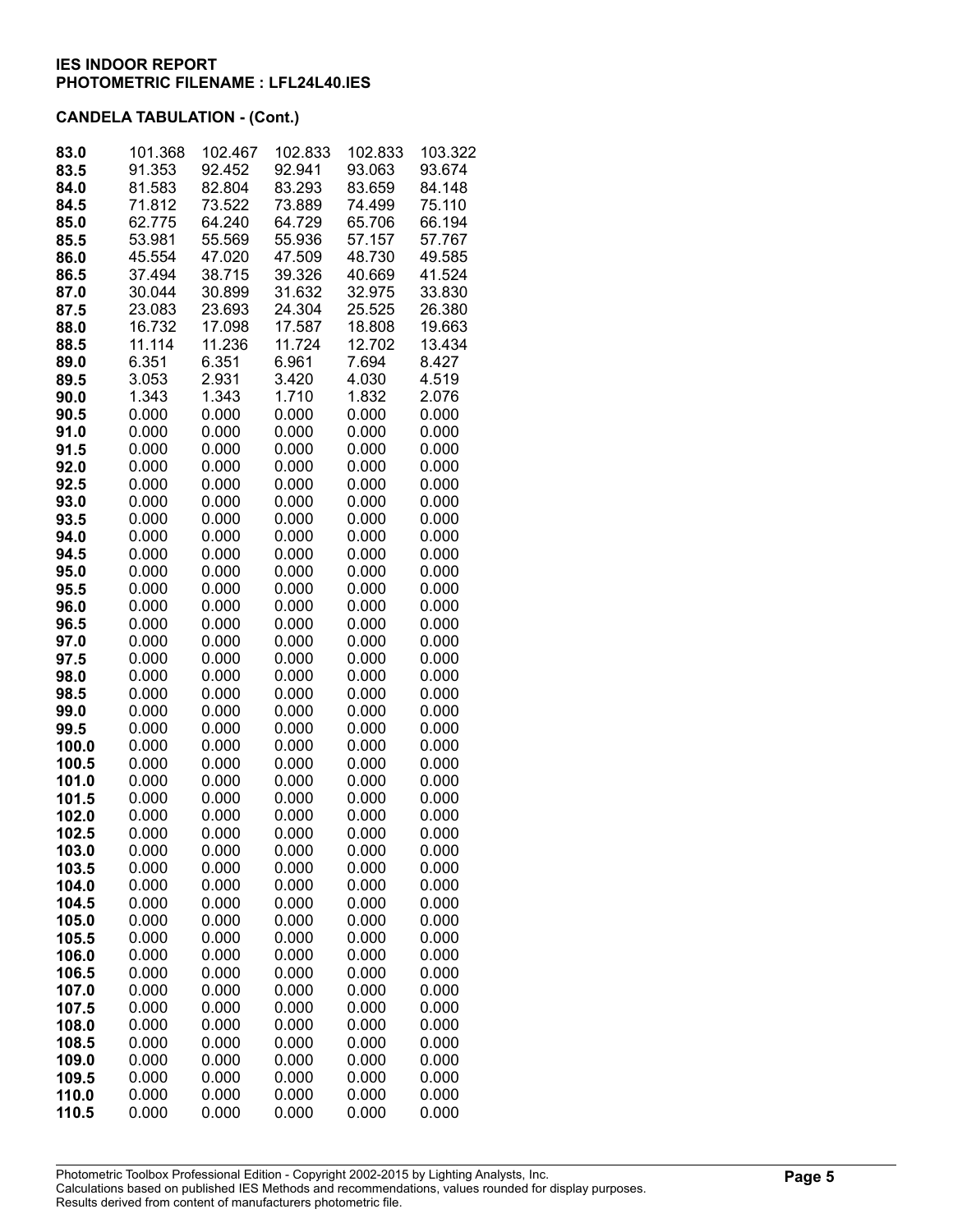**IES INDOOR REPORT**
**PHOTOMETRIC FILENAME : LFL24L40.IES**

**CANDELA TABULATION - (Cont.)**

| | | | | | |
|---|---|---|---|---|---|
| **83.0** | 101.368 | 102.467 | 102.833 | 102.833 | 103.322 |
| **83.5** | 91.353 | 92.452 | 92.941 | 93.063 | 93.674 |
| **84.0** | 81.583 | 82.804 | 83.293 | 83.659 | 84.148 |
| **84.5** | 71.812 | 73.522 | 73.889 | 74.499 | 75.110 |
| **85.0** | 62.775 | 64.240 | 64.729 | 65.706 | 66.194 |
| **85.5** | 53.981 | 55.569 | 55.936 | 57.157 | 57.767 |
| **86.0** | 45.554 | 47.020 | 47.509 | 48.730 | 49.585 |
| **86.5** | 37.494 | 38.715 | 39.326 | 40.669 | 41.524 |
| **87.0** | 30.044 | 30.899 | 31.632 | 32.975 | 33.830 |
| **87.5** | 23.083 | 23.693 | 24.304 | 25.525 | 26.380 |
| **88.0** | 16.732 | 17.098 | 17.587 | 18.808 | 19.663 |
| **88.5** | 11.114 | 11.236 | 11.724 | 12.702 | 13.434 |
| **89.0** | 6.351 | 6.351 | 6.961 | 7.694 | 8.427 |
| **89.5** | 3.053 | 2.931 | 3.420 | 4.030 | 4.519 |
| **90.0** | 1.343 | 1.343 | 1.710 | 1.832 | 2.076 |
| **90.5** | 0.000 | 0.000 | 0.000 | 0.000 | 0.000 |
| **91.0** | 0.000 | 0.000 | 0.000 | 0.000 | 0.000 |
| **91.5** | 0.000 | 0.000 | 0.000 | 0.000 | 0.000 |
| **92.0** | 0.000 | 0.000 | 0.000 | 0.000 | 0.000 |
| **92.5** | 0.000 | 0.000 | 0.000 | 0.000 | 0.000 |
| **93.0** | 0.000 | 0.000 | 0.000 | 0.000 | 0.000 |
| **93.5** | 0.000 | 0.000 | 0.000 | 0.000 | 0.000 |
| **94.0** | 0.000 | 0.000 | 0.000 | 0.000 | 0.000 |
| **94.5** | 0.000 | 0.000 | 0.000 | 0.000 | 0.000 |
| **95.0** | 0.000 | 0.000 | 0.000 | 0.000 | 0.000 |
| **95.5** | 0.000 | 0.000 | 0.000 | 0.000 | 0.000 |
| **96.0** | 0.000 | 0.000 | 0.000 | 0.000 | 0.000 |
| **96.5** | 0.000 | 0.000 | 0.000 | 0.000 | 0.000 |
| **97.0** | 0.000 | 0.000 | 0.000 | 0.000 | 0.000 |
| **97.5** | 0.000 | 0.000 | 0.000 | 0.000 | 0.000 |
| **98.0** | 0.000 | 0.000 | 0.000 | 0.000 | 0.000 |
| **98.5** | 0.000 | 0.000 | 0.000 | 0.000 | 0.000 |
| **99.0** | 0.000 | 0.000 | 0.000 | 0.000 | 0.000 |
| **99.5** | 0.000 | 0.000 | 0.000 | 0.000 | 0.000 |
| **100.0** | 0.000 | 0.000 | 0.000 | 0.000 | 0.000 |
| **100.5** | 0.000 | 0.000 | 0.000 | 0.000 | 0.000 |
| **101.0** | 0.000 | 0.000 | 0.000 | 0.000 | 0.000 |
| **101.5** | 0.000 | 0.000 | 0.000 | 0.000 | 0.000 |
| **102.0** | 0.000 | 0.000 | 0.000 | 0.000 | 0.000 |
| **102.5** | 0.000 | 0.000 | 0.000 | 0.000 | 0.000 |
| **103.0** | 0.000 | 0.000 | 0.000 | 0.000 | 0.000 |
| **103.5** | 0.000 | 0.000 | 0.000 | 0.000 | 0.000 |
| **104.0** | 0.000 | 0.000 | 0.000 | 0.000 | 0.000 |
| **104.5** | 0.000 | 0.000 | 0.000 | 0.000 | 0.000 |
| **105.0** | 0.000 | 0.000 | 0.000 | 0.000 | 0.000 |
| **105.5** | 0.000 | 0.000 | 0.000 | 0.000 | 0.000 |
| **106.0** | 0.000 | 0.000 | 0.000 | 0.000 | 0.000 |
| **106.5** | 0.000 | 0.000 | 0.000 | 0.000 | 0.000 |
| **107.0** | 0.000 | 0.000 | 0.000 | 0.000 | 0.000 |
| **107.5** | 0.000 | 0.000 | 0.000 | 0.000 | 0.000 |
| **108.0** | 0.000 | 0.000 | 0.000 | 0.000 | 0.000 |
| **108.5** | 0.000 | 0.000 | 0.000 | 0.000 | 0.000 |
| **109.0** | 0.000 | 0.000 | 0.000 | 0.000 | 0.000 |
| **109.5** | 0.000 | 0.000 | 0.000 | 0.000 | 0.000 |
| **110.0** | 0.000 | 0.000 | 0.000 | 0.000 | 0.000 |
| **110.5** | 0.000 | 0.000 | 0.000 | 0.000 | 0.000 |

Photometric Toolbox Professional Edition - Copyright 2002-2015 by Lighting Analysts, Inc.
Calculations based on published IES Methods and recommendations, values rounded for display purposes.
Results derived from content of manufacturers photometric file.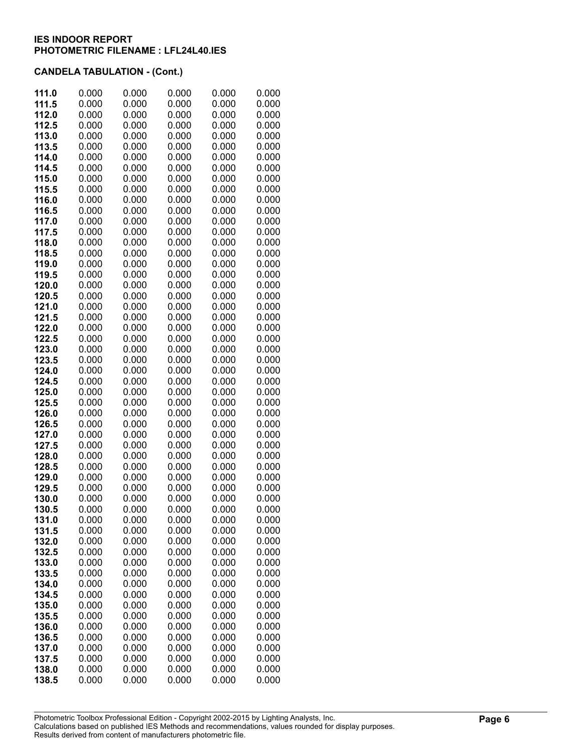**IES INDOOR REPORT**
**PHOTOMETRIC FILENAME : LFL24L40.IES**

**CANDELA TABULATION - (Cont.)**

| | | | | | |
|---|---|---|---|---|---|
| **111.0** | 0.000 | 0.000 | 0.000 | 0.000 | 0.000 |
| **111.5** | 0.000 | 0.000 | 0.000 | 0.000 | 0.000 |
| **112.0** | 0.000 | 0.000 | 0.000 | 0.000 | 0.000 |
| **112.5** | 0.000 | 0.000 | 0.000 | 0.000 | 0.000 |
| **113.0** | 0.000 | 0.000 | 0.000 | 0.000 | 0.000 |
| **113.5** | 0.000 | 0.000 | 0.000 | 0.000 | 0.000 |
| **114.0** | 0.000 | 0.000 | 0.000 | 0.000 | 0.000 |
| **114.5** | 0.000 | 0.000 | 0.000 | 0.000 | 0.000 |
| **115.0** | 0.000 | 0.000 | 0.000 | 0.000 | 0.000 |
| **115.5** | 0.000 | 0.000 | 0.000 | 0.000 | 0.000 |
| **116.0** | 0.000 | 0.000 | 0.000 | 0.000 | 0.000 |
| **116.5** | 0.000 | 0.000 | 0.000 | 0.000 | 0.000 |
| **117.0** | 0.000 | 0.000 | 0.000 | 0.000 | 0.000 |
| **117.5** | 0.000 | 0.000 | 0.000 | 0.000 | 0.000 |
| **118.0** | 0.000 | 0.000 | 0.000 | 0.000 | 0.000 |
| **118.5** | 0.000 | 0.000 | 0.000 | 0.000 | 0.000 |
| **119.0** | 0.000 | 0.000 | 0.000 | 0.000 | 0.000 |
| **119.5** | 0.000 | 0.000 | 0.000 | 0.000 | 0.000 |
| **120.0** | 0.000 | 0.000 | 0.000 | 0.000 | 0.000 |
| **120.5** | 0.000 | 0.000 | 0.000 | 0.000 | 0.000 |
| **121.0** | 0.000 | 0.000 | 0.000 | 0.000 | 0.000 |
| **121.5** | 0.000 | 0.000 | 0.000 | 0.000 | 0.000 |
| **122.0** | 0.000 | 0.000 | 0.000 | 0.000 | 0.000 |
| **122.5** | 0.000 | 0.000 | 0.000 | 0.000 | 0.000 |
| **123.0** | 0.000 | 0.000 | 0.000 | 0.000 | 0.000 |
| **123.5** | 0.000 | 0.000 | 0.000 | 0.000 | 0.000 |
| **124.0** | 0.000 | 0.000 | 0.000 | 0.000 | 0.000 |
| **124.5** | 0.000 | 0.000 | 0.000 | 0.000 | 0.000 |
| **125.0** | 0.000 | 0.000 | 0.000 | 0.000 | 0.000 |
| **125.5** | 0.000 | 0.000 | 0.000 | 0.000 | 0.000 |
| **126.0** | 0.000 | 0.000 | 0.000 | 0.000 | 0.000 |
| **126.5** | 0.000 | 0.000 | 0.000 | 0.000 | 0.000 |
| **127.0** | 0.000 | 0.000 | 0.000 | 0.000 | 0.000 |
| **127.5** | 0.000 | 0.000 | 0.000 | 0.000 | 0.000 |
| **128.0** | 0.000 | 0.000 | 0.000 | 0.000 | 0.000 |
| **128.5** | 0.000 | 0.000 | 0.000 | 0.000 | 0.000 |
| **129.0** | 0.000 | 0.000 | 0.000 | 0.000 | 0.000 |
| **129.5** | 0.000 | 0.000 | 0.000 | 0.000 | 0.000 |
| **130.0** | 0.000 | 0.000 | 0.000 | 0.000 | 0.000 |
| **130.5** | 0.000 | 0.000 | 0.000 | 0.000 | 0.000 |
| **131.0** | 0.000 | 0.000 | 0.000 | 0.000 | 0.000 |
| **131.5** | 0.000 | 0.000 | 0.000 | 0.000 | 0.000 |
| **132.0** | 0.000 | 0.000 | 0.000 | 0.000 | 0.000 |
| **132.5** | 0.000 | 0.000 | 0.000 | 0.000 | 0.000 |
| **133.0** | 0.000 | 0.000 | 0.000 | 0.000 | 0.000 |
| **133.5** | 0.000 | 0.000 | 0.000 | 0.000 | 0.000 |
| **134.0** | 0.000 | 0.000 | 0.000 | 0.000 | 0.000 |
| **134.5** | 0.000 | 0.000 | 0.000 | 0.000 | 0.000 |
| **135.0** | 0.000 | 0.000 | 0.000 | 0.000 | 0.000 |
| **135.5** | 0.000 | 0.000 | 0.000 | 0.000 | 0.000 |
| **136.0** | 0.000 | 0.000 | 0.000 | 0.000 | 0.000 |
| **136.5** | 0.000 | 0.000 | 0.000 | 0.000 | 0.000 |
| **137.0** | 0.000 | 0.000 | 0.000 | 0.000 | 0.000 |
| **137.5** | 0.000 | 0.000 | 0.000 | 0.000 | 0.000 |
| **138.0** | 0.000 | 0.000 | 0.000 | 0.000 | 0.000 |
| **138.5** | 0.000 | 0.000 | 0.000 | 0.000 | 0.000 |

Photometric Toolbox Professional Edition - Copyright 2002-2015 by Lighting Analysts, Inc.
Calculations based on published IES Methods and recommendations, values rounded for display purposes.
Results derived from content of manufacturers photometric file.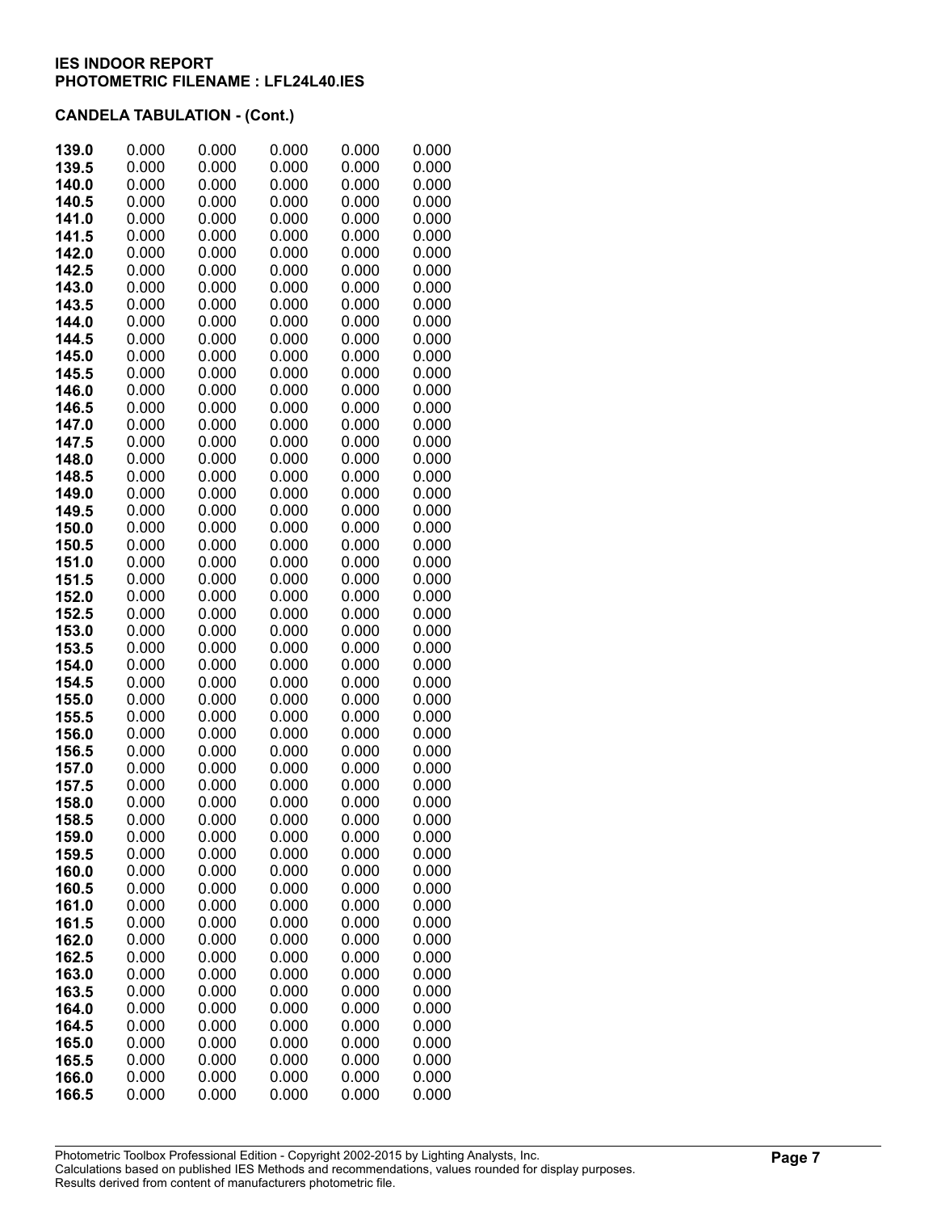**IES INDOOR REPORT**
**PHOTOMETRIC FILENAME : LFL24L40.IES**

**CANDELA TABULATION - (Cont.)**

| | | | | | |
|---|---|---|---|---|---|
| **139.0** | 0.000 | 0.000 | 0.000 | 0.000 | 0.000 |
| **139.5** | 0.000 | 0.000 | 0.000 | 0.000 | 0.000 |
| **140.0** | 0.000 | 0.000 | 0.000 | 0.000 | 0.000 |
| **140.5** | 0.000 | 0.000 | 0.000 | 0.000 | 0.000 |
| **141.0** | 0.000 | 0.000 | 0.000 | 0.000 | 0.000 |
| **141.5** | 0.000 | 0.000 | 0.000 | 0.000 | 0.000 |
| **142.0** | 0.000 | 0.000 | 0.000 | 0.000 | 0.000 |
| **142.5** | 0.000 | 0.000 | 0.000 | 0.000 | 0.000 |
| **143.0** | 0.000 | 0.000 | 0.000 | 0.000 | 0.000 |
| **143.5** | 0.000 | 0.000 | 0.000 | 0.000 | 0.000 |
| **144.0** | 0.000 | 0.000 | 0.000 | 0.000 | 0.000 |
| **144.5** | 0.000 | 0.000 | 0.000 | 0.000 | 0.000 |
| **145.0** | 0.000 | 0.000 | 0.000 | 0.000 | 0.000 |
| **145.5** | 0.000 | 0.000 | 0.000 | 0.000 | 0.000 |
| **146.0** | 0.000 | 0.000 | 0.000 | 0.000 | 0.000 |
| **146.5** | 0.000 | 0.000 | 0.000 | 0.000 | 0.000 |
| **147.0** | 0.000 | 0.000 | 0.000 | 0.000 | 0.000 |
| **147.5** | 0.000 | 0.000 | 0.000 | 0.000 | 0.000 |
| **148.0** | 0.000 | 0.000 | 0.000 | 0.000 | 0.000 |
| **148.5** | 0.000 | 0.000 | 0.000 | 0.000 | 0.000 |
| **149.0** | 0.000 | 0.000 | 0.000 | 0.000 | 0.000 |
| **149.5** | 0.000 | 0.000 | 0.000 | 0.000 | 0.000 |
| **150.0** | 0.000 | 0.000 | 0.000 | 0.000 | 0.000 |
| **150.5** | 0.000 | 0.000 | 0.000 | 0.000 | 0.000 |
| **151.0** | 0.000 | 0.000 | 0.000 | 0.000 | 0.000 |
| **151.5** | 0.000 | 0.000 | 0.000 | 0.000 | 0.000 |
| **152.0** | 0.000 | 0.000 | 0.000 | 0.000 | 0.000 |
| **152.5** | 0.000 | 0.000 | 0.000 | 0.000 | 0.000 |
| **153.0** | 0.000 | 0.000 | 0.000 | 0.000 | 0.000 |
| **153.5** | 0.000 | 0.000 | 0.000 | 0.000 | 0.000 |
| **154.0** | 0.000 | 0.000 | 0.000 | 0.000 | 0.000 |
| **154.5** | 0.000 | 0.000 | 0.000 | 0.000 | 0.000 |
| **155.0** | 0.000 | 0.000 | 0.000 | 0.000 | 0.000 |
| **155.5** | 0.000 | 0.000 | 0.000 | 0.000 | 0.000 |
| **156.0** | 0.000 | 0.000 | 0.000 | 0.000 | 0.000 |
| **156.5** | 0.000 | 0.000 | 0.000 | 0.000 | 0.000 |
| **157.0** | 0.000 | 0.000 | 0.000 | 0.000 | 0.000 |
| **157.5** | 0.000 | 0.000 | 0.000 | 0.000 | 0.000 |
| **158.0** | 0.000 | 0.000 | 0.000 | 0.000 | 0.000 |
| **158.5** | 0.000 | 0.000 | 0.000 | 0.000 | 0.000 |
| **159.0** | 0.000 | 0.000 | 0.000 | 0.000 | 0.000 |
| **159.5** | 0.000 | 0.000 | 0.000 | 0.000 | 0.000 |
| **160.0** | 0.000 | 0.000 | 0.000 | 0.000 | 0.000 |
| **160.5** | 0.000 | 0.000 | 0.000 | 0.000 | 0.000 |
| **161.0** | 0.000 | 0.000 | 0.000 | 0.000 | 0.000 |
| **161.5** | 0.000 | 0.000 | 0.000 | 0.000 | 0.000 |
| **162.0** | 0.000 | 0.000 | 0.000 | 0.000 | 0.000 |
| **162.5** | 0.000 | 0.000 | 0.000 | 0.000 | 0.000 |
| **163.0** | 0.000 | 0.000 | 0.000 | 0.000 | 0.000 |
| **163.5** | 0.000 | 0.000 | 0.000 | 0.000 | 0.000 |
| **164.0** | 0.000 | 0.000 | 0.000 | 0.000 | 0.000 |
| **164.5** | 0.000 | 0.000 | 0.000 | 0.000 | 0.000 |
| **165.0** | 0.000 | 0.000 | 0.000 | 0.000 | 0.000 |
| **165.5** | 0.000 | 0.000 | 0.000 | 0.000 | 0.000 |
| **166.0** | 0.000 | 0.000 | 0.000 | 0.000 | 0.000 |
| **166.5** | 0.000 | 0.000 | 0.000 | 0.000 | 0.000 |

Photometric Toolbox Professional Edition - Copyright 2002-2015 by Lighting Analysts, Inc.
Calculations based on published IES Methods and recommendations, values rounded for display purposes.
Results derived from content of manufacturers photometric file.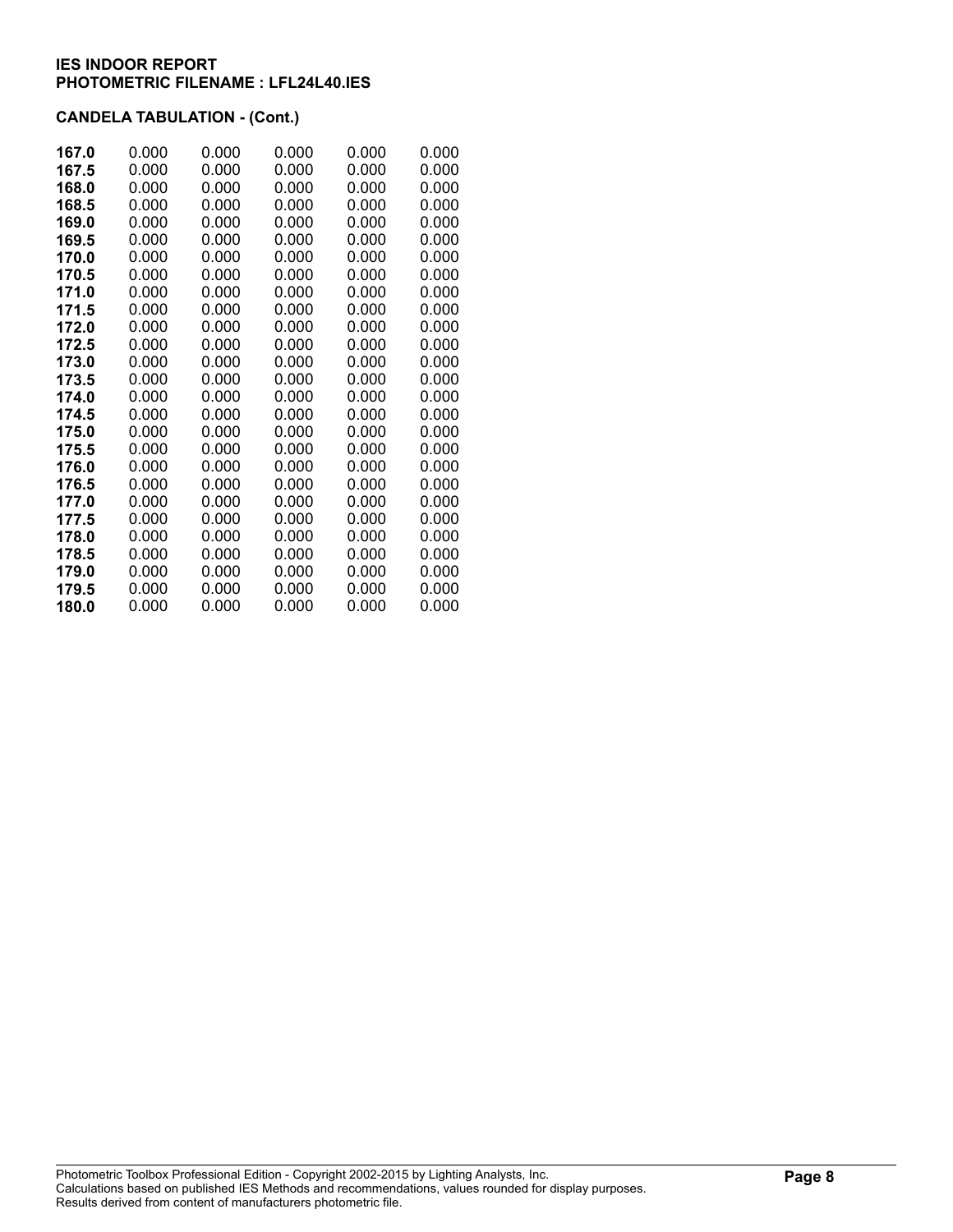**IES INDOOR REPORT**
**PHOTOMETRIC FILENAME : LFL24L40.IES**

**CANDELA TABULATION - (Cont.)**

| | | | | | |
|---|---|---|---|---|---|
| **167.0** | 0.000 | 0.000 | 0.000 | 0.000 | 0.000 |
| **167.5** | 0.000 | 0.000 | 0.000 | 0.000 | 0.000 |
| **168.0** | 0.000 | 0.000 | 0.000 | 0.000 | 0.000 |
| **168.5** | 0.000 | 0.000 | 0.000 | 0.000 | 0.000 |
| **169.0** | 0.000 | 0.000 | 0.000 | 0.000 | 0.000 |
| **169.5** | 0.000 | 0.000 | 0.000 | 0.000 | 0.000 |
| **170.0** | 0.000 | 0.000 | 0.000 | 0.000 | 0.000 |
| **170.5** | 0.000 | 0.000 | 0.000 | 0.000 | 0.000 |
| **171.0** | 0.000 | 0.000 | 0.000 | 0.000 | 0.000 |
| **171.5** | 0.000 | 0.000 | 0.000 | 0.000 | 0.000 |
| **172.0** | 0.000 | 0.000 | 0.000 | 0.000 | 0.000 |
| **172.5** | 0.000 | 0.000 | 0.000 | 0.000 | 0.000 |
| **173.0** | 0.000 | 0.000 | 0.000 | 0.000 | 0.000 |
| **173.5** | 0.000 | 0.000 | 0.000 | 0.000 | 0.000 |
| **174.0** | 0.000 | 0.000 | 0.000 | 0.000 | 0.000 |
| **174.5** | 0.000 | 0.000 | 0.000 | 0.000 | 0.000 |
| **175.0** | 0.000 | 0.000 | 0.000 | 0.000 | 0.000 |
| **175.5** | 0.000 | 0.000 | 0.000 | 0.000 | 0.000 |
| **176.0** | 0.000 | 0.000 | 0.000 | 0.000 | 0.000 |
| **176.5** | 0.000 | 0.000 | 0.000 | 0.000 | 0.000 |
| **177.0** | 0.000 | 0.000 | 0.000 | 0.000 | 0.000 |
| **177.5** | 0.000 | 0.000 | 0.000 | 0.000 | 0.000 |
| **178.0** | 0.000 | 0.000 | 0.000 | 0.000 | 0.000 |
| **178.5** | 0.000 | 0.000 | 0.000 | 0.000 | 0.000 |
| **179.0** | 0.000 | 0.000 | 0.000 | 0.000 | 0.000 |
| **179.5** | 0.000 | 0.000 | 0.000 | 0.000 | 0.000 |
| **180.0** | 0.000 | 0.000 | 0.000 | 0.000 | 0.000 |

Photometric Toolbox Professional Edition - Copyright 2002-2015 by Lighting Analysts, Inc.
Calculations based on published IES Methods and recommendations, values rounded for display purposes.
Results derived from content of manufacturers photometric file.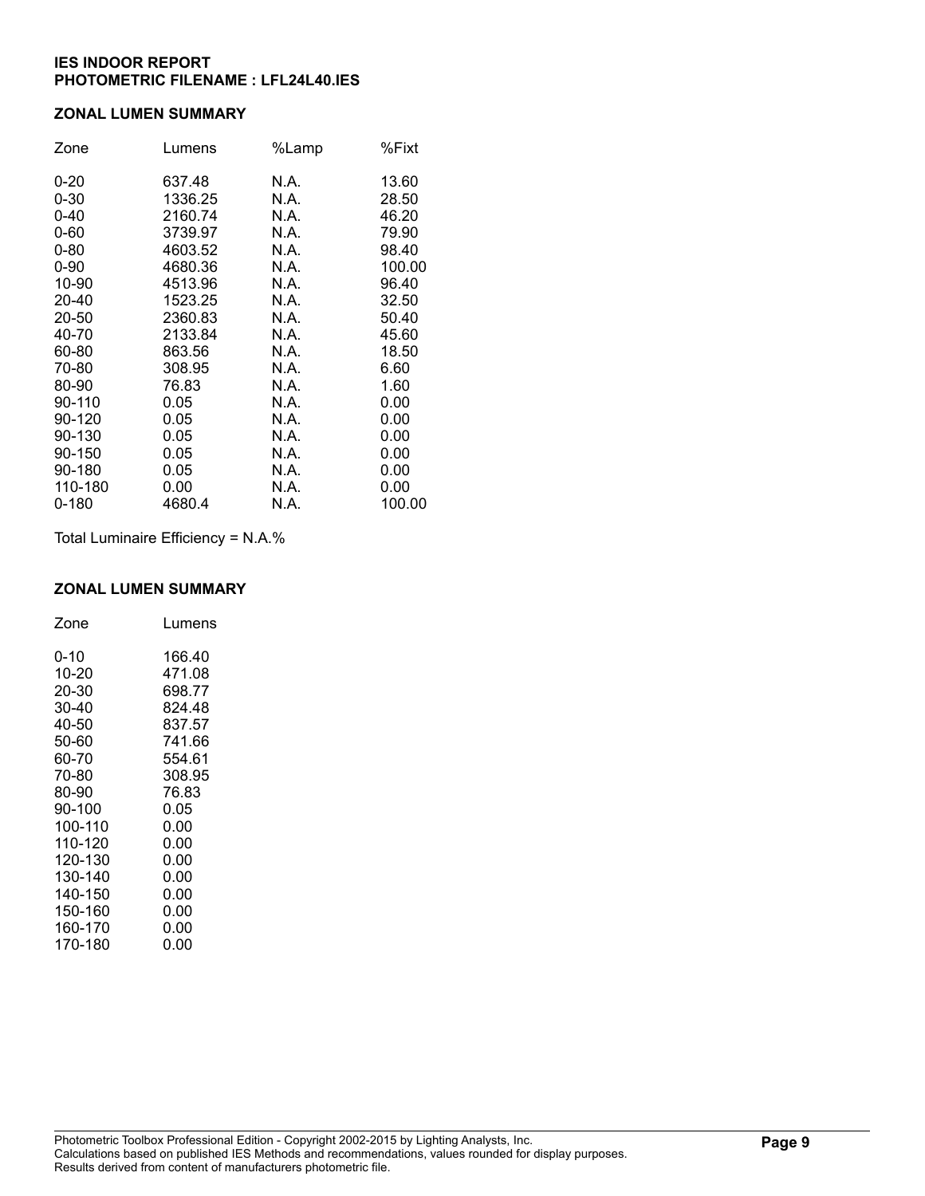**IES INDOOR REPORT**
**PHOTOMETRIC FILENAME : LFL24L40.IES**

## ZONAL LUMEN SUMMARY

| Zone | Lumens | %Lamp | %Fixt |
|---|---|---|---|
| 0-20 | 637.48 | N.A. | 13.60 |
| 0-30 | 1336.25 | N.A. | 28.50 |
| 0-40 | 2160.74 | N.A. | 46.20 |
| 0-60 | 3739.97 | N.A. | 79.90 |
| 0-80 | 4603.52 | N.A. | 98.40 |
| 0-90 | 4680.36 | N.A. | 100.00 |
| 10-90 | 4513.96 | N.A. | 96.40 |
| 20-40 | 1523.25 | N.A. | 32.50 |
| 20-50 | 2360.83 | N.A. | 50.40 |
| 40-70 | 2133.84 | N.A. | 45.60 |
| 60-80 | 863.56 | N.A. | 18.50 |
| 70-80 | 308.95 | N.A. | 6.60 |
| 80-90 | 76.83 | N.A. | 1.60 |
| 90-110 | 0.05 | N.A. | 0.00 |
| 90-120 | 0.05 | N.A. | 0.00 |
| 90-130 | 0.05 | N.A. | 0.00 |
| 90-150 | 0.05 | N.A. | 0.00 |
| 90-180 | 0.05 | N.A. | 0.00 |
| 110-180 | 0.00 | N.A. | 0.00 |
| 0-180 | 4680.4 | N.A. | 100.00 |

Total Luminaire Efficiency = N.A.%

## ZONAL LUMEN SUMMARY

| Zone | Lumens |
|---|---|
| 0-10 | 166.40 |
| 10-20 | 471.08 |
| 20-30 | 698.77 |
| 30-40 | 824.48 |
| 40-50 | 837.57 |
| 50-60 | 741.66 |
| 60-70 | 554.61 |
| 70-80 | 308.95 |
| 80-90 | 76.83 |
| 90-100 | 0.05 |
| 100-110 | 0.00 |
| 110-120 | 0.00 |
| 120-130 | 0.00 |
| 130-140 | 0.00 |
| 140-150 | 0.00 |
| 150-160 | 0.00 |
| 160-170 | 0.00 |
| 170-180 | 0.00 |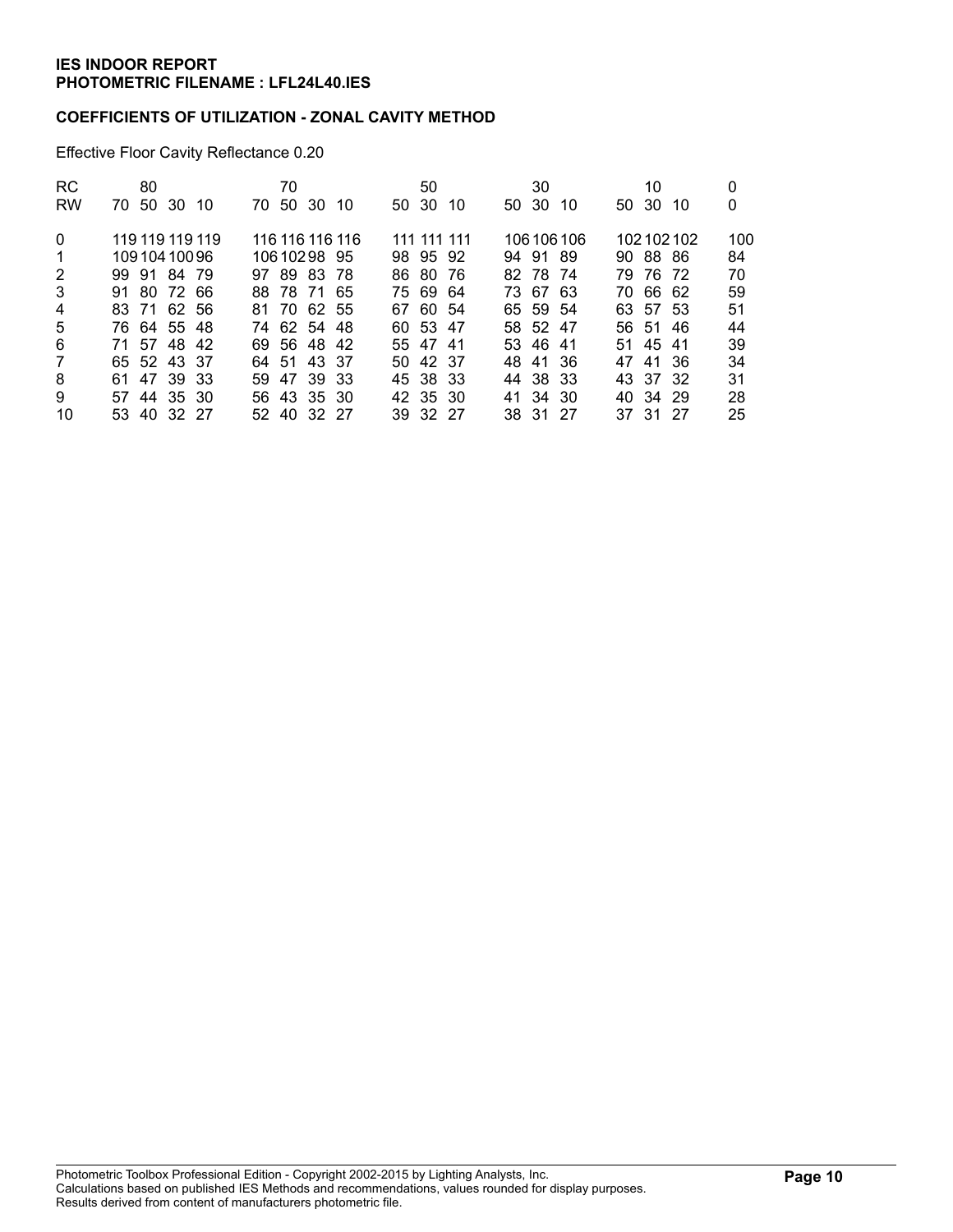**IES INDOOR REPORT**
**PHOTOMETRIC FILENAME : LFL24L40.IES**

**COEFFICIENTS OF UTILIZATION - ZONAL CAVITY METHOD**

Effective Floor Cavity Reflectance 0.20

| RC | 80 | | | | 70 | | | | 50 | | | 30 | | | 10 | | | 0 |
|---|---|---|---|---|---|---|---|---|---|---|---|---|---|---|---|---|---|---|
| RW | 70 | 50 | 30 | 10 | 70 | 50 | 30 | 10 | 50 | 30 | 10 | 50 | 30 | 10 | 50 | 30 | 10 | 0 |
| 0 | 119 | 119 | 119 | 119 | 116 | 116 | 116 | 116 | 111 | 111 | 111 | 106 | 106 | 106 | 102 | 102 | 102 | 100 |
| 1 | 109 | 104 | 100 | 96 | 106 | 102 | 98 | 95 | 98 | 95 | 92 | 94 | 91 | 89 | 90 | 88 | 86 | 84 |
| 2 | 99 | 91 | 84 | 79 | 97 | 89 | 83 | 78 | 86 | 80 | 76 | 82 | 78 | 74 | 79 | 76 | 72 | 70 |
| 3 | 91 | 80 | 72 | 66 | 88 | 78 | 71 | 65 | 75 | 69 | 64 | 73 | 67 | 63 | 70 | 66 | 62 | 59 |
| 4 | 83 | 71 | 62 | 56 | 81 | 70 | 62 | 55 | 67 | 60 | 54 | 65 | 59 | 54 | 63 | 57 | 53 | 51 |
| 5 | 76 | 64 | 55 | 48 | 74 | 62 | 54 | 48 | 60 | 53 | 47 | 58 | 52 | 47 | 56 | 51 | 46 | 44 |
| 6 | 71 | 57 | 48 | 42 | 69 | 56 | 48 | 42 | 55 | 47 | 41 | 53 | 46 | 41 | 51 | 45 | 41 | 39 |
| 7 | 65 | 52 | 43 | 37 | 64 | 51 | 43 | 37 | 50 | 42 | 37 | 48 | 41 | 36 | 47 | 41 | 36 | 34 |
| 8 | 61 | 47 | 39 | 33 | 59 | 47 | 39 | 33 | 45 | 38 | 33 | 44 | 38 | 33 | 43 | 37 | 32 | 31 |
| 9 | 57 | 44 | 35 | 30 | 56 | 43 | 35 | 30 | 42 | 35 | 30 | 41 | 34 | 30 | 40 | 34 | 29 | 28 |
| 10 | 53 | 40 | 32 | 27 | 52 | 40 | 32 | 27 | 39 | 32 | 27 | 38 | 31 | 27 | 37 | 31 | 27 | 25 |

Photometric Toolbox Professional Edition - Copyright 2002-2015 by Lighting Analysts, Inc.
Calculations based on published IES Methods and recommendations, values rounded for display purposes.
Results derived from content of manufacturers photometric file.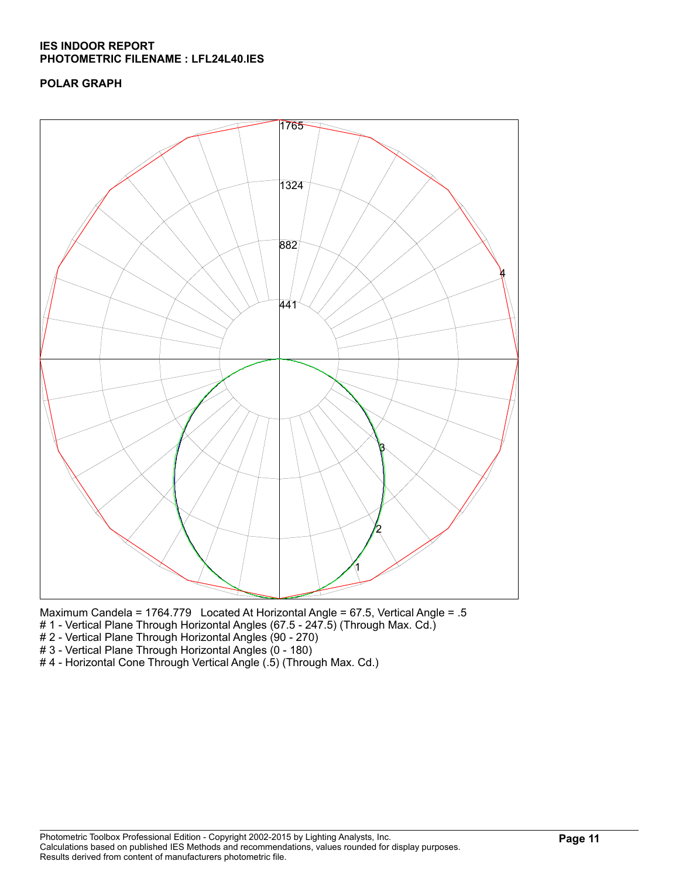**IES INDOOR REPORT**
**PHOTOMETRIC FILENAME : LFL24L40.IES**

**POLAR GRAPH**

1765
1324
882
441
4
3
2
1

Maximum Candela = 1764.779 Located At Horizontal Angle = 67.5, Vertical Angle = .5

# 1 - Vertical Plane Through Horizontal Angles (67.5 - 247.5) (Through Max. Cd.)
# 2 - Vertical Plane Through Horizontal Angles (90 - 270)
# 3 - Vertical Plane Through Horizontal Angles (0 - 180)
# 4 - Horizontal Cone Through Vertical Angle (.5) (Through Max. Cd.)

Photometric Toolbox Professional Edition - Copyright 2002-2015 by Lighting Analysts, Inc.
Calculations based on published IES Methods and recommendations, values rounded for display purposes.
Results derived from content of manufacturers photometric file.